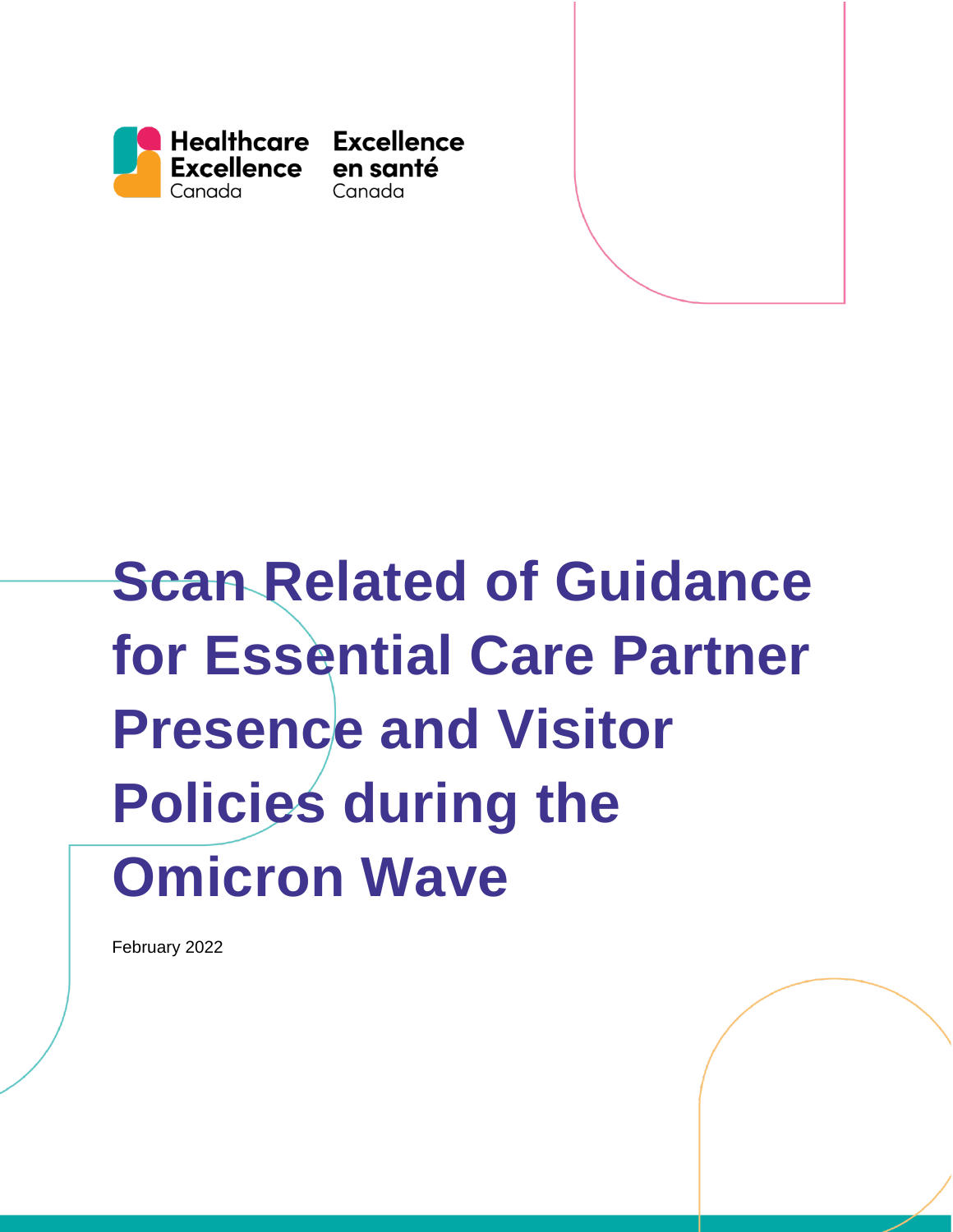Healthcare Excellence Canada | Excellence en santé Canada

# Scan Related of Guidance for Essential Care Partner Presence and Visitor Policies during the Omicron Wave

February 2022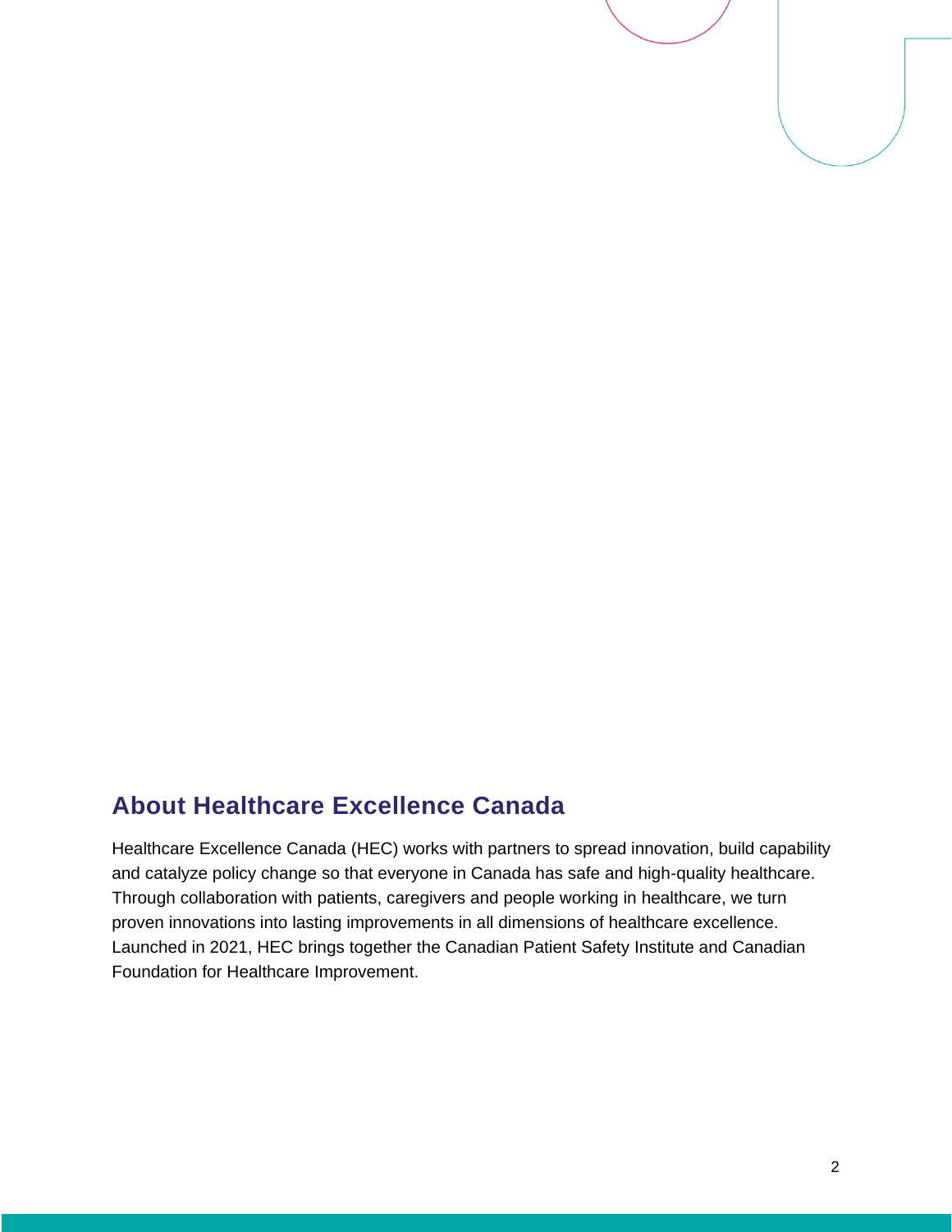## About Healthcare Excellence Canada

Healthcare Excellence Canada (HEC) works with partners to spread innovation, build capability and catalyze policy change so that everyone in Canada has safe and high-quality healthcare. Through collaboration with patients, caregivers and people working in healthcare, we turn proven innovations into lasting improvements in all dimensions of healthcare excellence. Launched in 2021, HEC brings together the Canadian Patient Safety Institute and Canadian Foundation for Healthcare Improvement.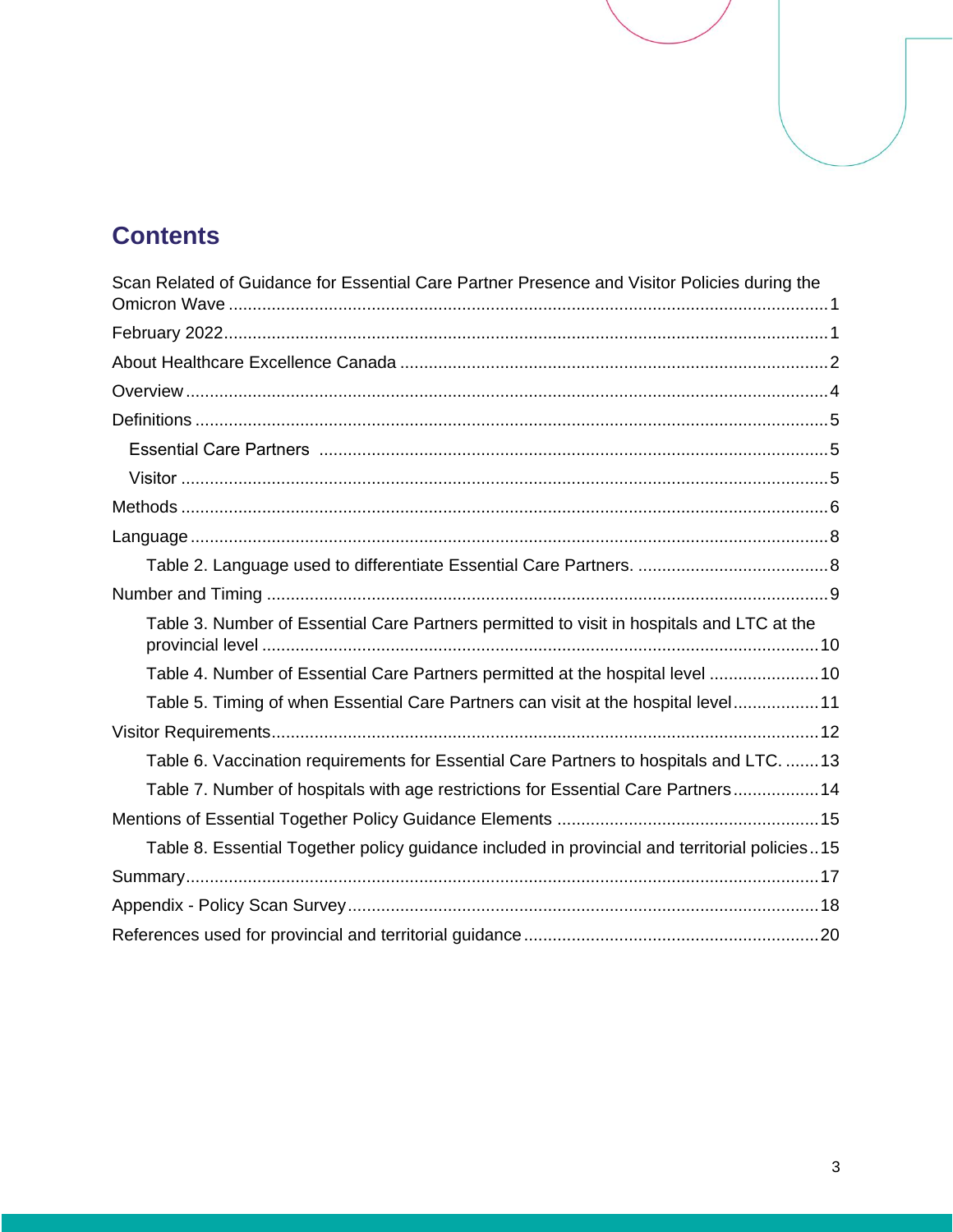# Contents

Scan Related of Guidance for Essential Care Partner Presence and Visitor Policies during the Omicron Wave ........ 1

February 2022 ........ 1

About Healthcare Excellence Canada ........ 2

Overview ........ 4

Definitions ........ 5

- Essential Care Partners ........ 5
- Visitor ........ 5

Methods ........ 6

Language ........ 8

- Table 2. Language used to differentiate Essential Care Partners. ........ 8

Number and Timing ........ 9

- Table 3. Number of Essential Care Partners permitted to visit in hospitals and LTC at the provincial level ........ 10
- Table 4. Number of Essential Care Partners permitted at the hospital level ........ 10
- Table 5. Timing of when Essential Care Partners can visit at the hospital level ........ 11

Visitor Requirements ........ 12

- Table 6. Vaccination requirements for Essential Care Partners to hospitals and LTC. ........ 13
- Table 7. Number of hospitals with age restrictions for Essential Care Partners ........ 14

Mentions of Essential Together Policy Guidance Elements ........ 15

- Table 8. Essential Together policy guidance included in provincial and territorial policies ........ 15

Summary ........ 17

Appendix - Policy Scan Survey ........ 18

References used for provincial and territorial guidance ........ 20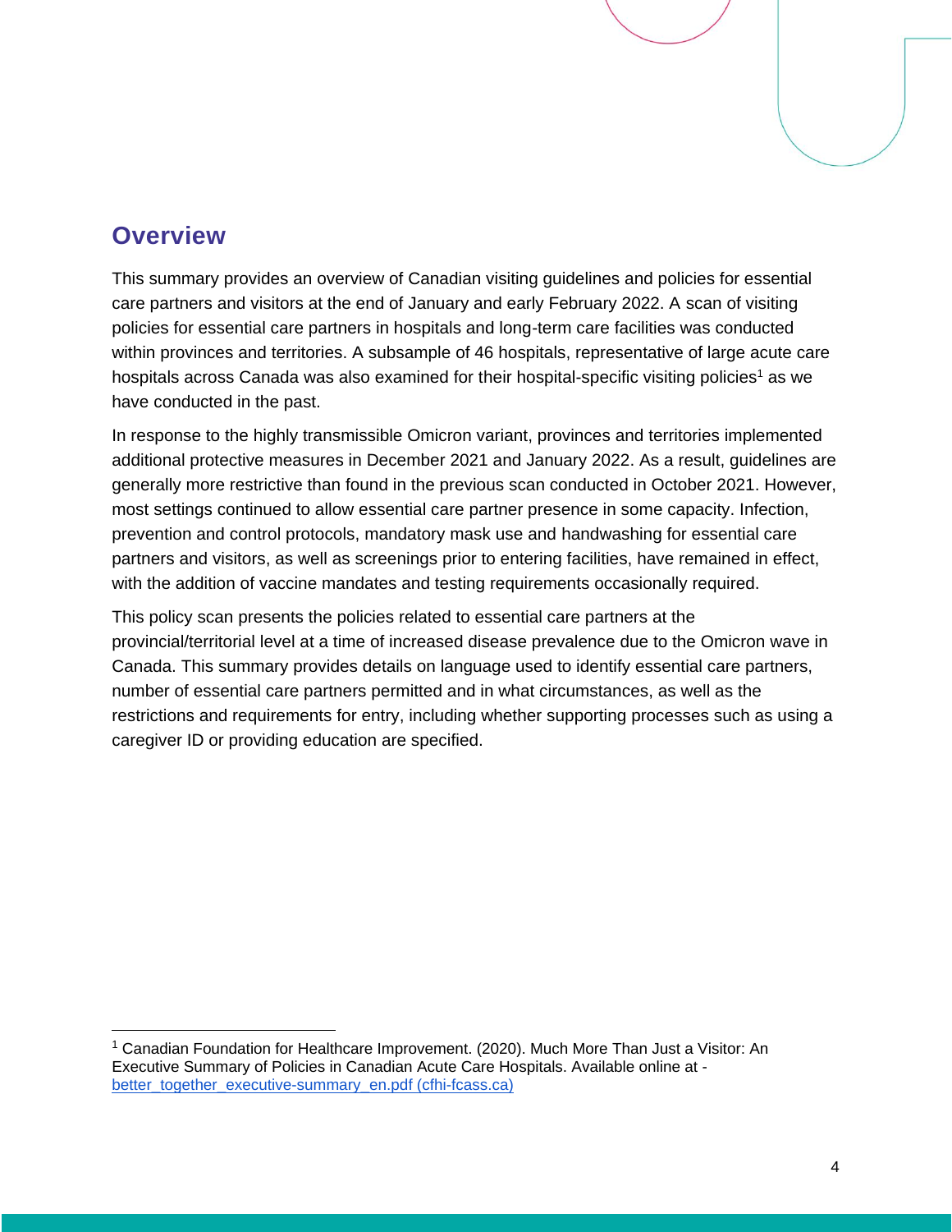## Overview

This summary provides an overview of Canadian visiting guidelines and policies for essential care partners and visitors at the end of January and early February 2022. A scan of visiting policies for essential care partners in hospitals and long-term care facilities was conducted within provinces and territories. A subsample of 46 hospitals, representative of large acute care hospitals across Canada was also examined for their hospital-specific visiting policies[1] as we have conducted in the past.

In response to the highly transmissible Omicron variant, provinces and territories implemented additional protective measures in December 2021 and January 2022. As a result, guidelines are generally more restrictive than found in the previous scan conducted in October 2021. However, most settings continued to allow essential care partner presence in some capacity. Infection, prevention and control protocols, mandatory mask use and handwashing for essential care partners and visitors, as well as screenings prior to entering facilities, have remained in effect, with the addition of vaccine mandates and testing requirements occasionally required.

This policy scan presents the policies related to essential care partners at the provincial/territorial level at a time of increased disease prevalence due to the Omicron wave in Canada. This summary provides details on language used to identify essential care partners, number of essential care partners permitted and in what circumstances, as well as the restrictions and requirements for entry, including whether supporting processes such as using a caregiver ID or providing education are specified.

---

[1] Canadian Foundation for Healthcare Improvement. (2020). Much More Than Just a Visitor: An Executive Summary of Policies in Canadian Acute Care Hospitals. Available online at - better_together_executive-summary_en.pdf (cfhi-fcass.ca)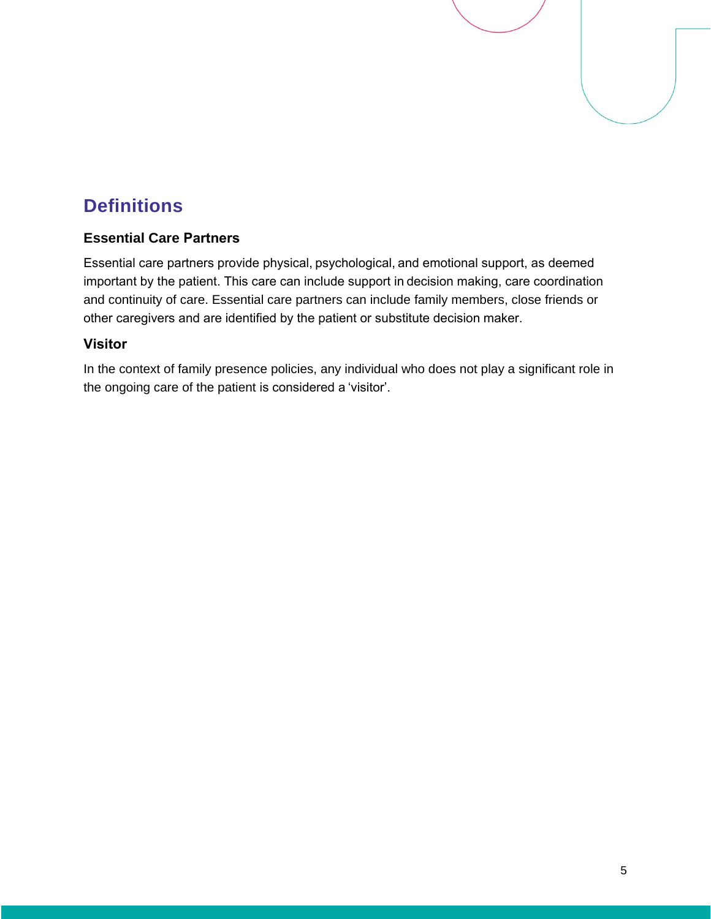## Definitions

### Essential Care Partners

Essential care partners provide physical, psychological, and emotional support, as deemed important by the patient. This care can include support in decision making, care coordination and continuity of care. Essential care partners can include family members, close friends or other caregivers and are identified by the patient or substitute decision maker.

### Visitor

In the context of family presence policies, any individual who does not play a significant role in the ongoing care of the patient is considered a 'visitor'.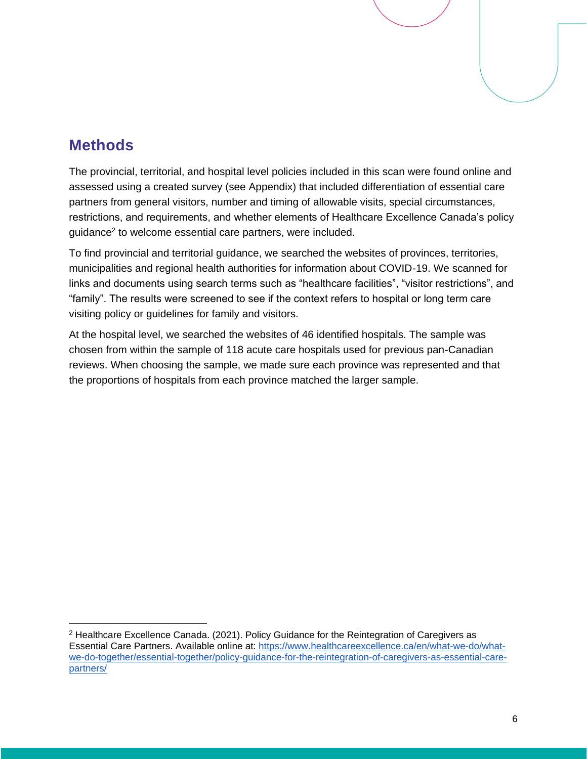## Methods

The provincial, territorial, and hospital level policies included in this scan were found online and assessed using a created survey (see Appendix) that included differentiation of essential care partners from general visitors, number and timing of allowable visits, special circumstances, restrictions, and requirements, and whether elements of Healthcare Excellence Canada's policy guidance[2] to welcome essential care partners, were included.

To find provincial and territorial guidance, we searched the websites of provinces, territories, municipalities and regional health authorities for information about COVID-19. We scanned for links and documents using search terms such as "healthcare facilities", "visitor restrictions", and "family". The results were screened to see if the context refers to hospital or long term care visiting policy or guidelines for family and visitors.

At the hospital level, we searched the websites of 46 identified hospitals. The sample was chosen from within the sample of 118 acute care hospitals used for previous pan-Canadian reviews. When choosing the sample, we made sure each province was represented and that the proportions of hospitals from each province matched the larger sample.

---

[2] Healthcare Excellence Canada. (2021). Policy Guidance for the Reintegration of Caregivers as Essential Care Partners. Available online at: https://www.healthcareexcellence.ca/en/what-we-do/what-we-do-together/essential-together/policy-guidance-for-the-reintegration-of-caregivers-as-essential-care-partners/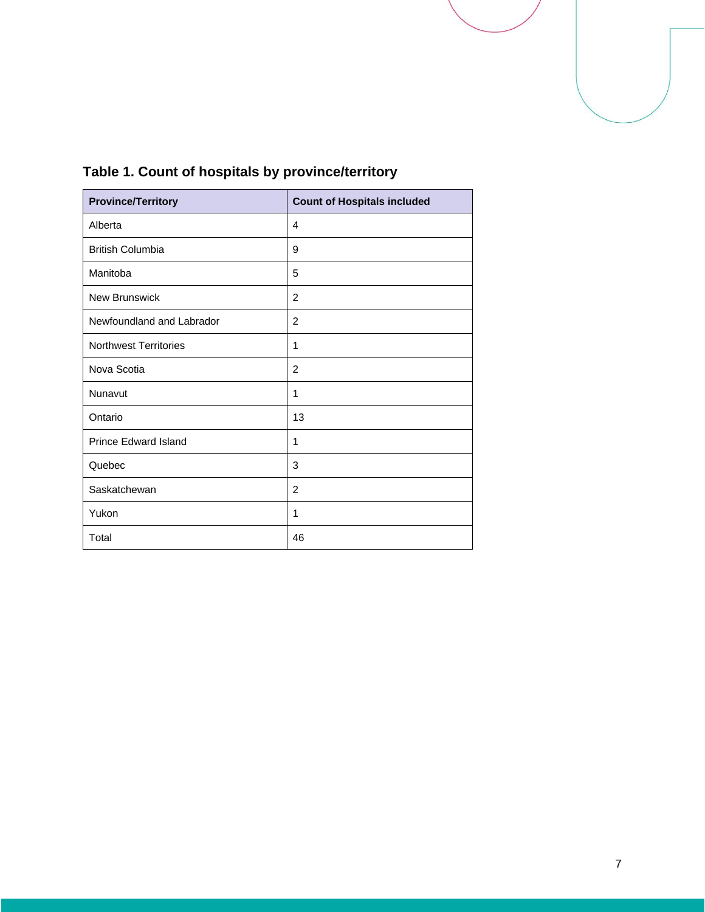**Table 1. Count of hospitals by province/territory**

| Province/Territory | Count of Hospitals included |
|---|---|
| Alberta | 4 |
| British Columbia | 9 |
| Manitoba | 5 |
| New Brunswick | 2 |
| Newfoundland and Labrador | 2 |
| Northwest Territories | 1 |
| Nova Scotia | 2 |
| Nunavut | 1 |
| Ontario | 13 |
| Prince Edward Island | 1 |
| Quebec | 3 |
| Saskatchewan | 2 |
| Yukon | 1 |
| Total | 46 |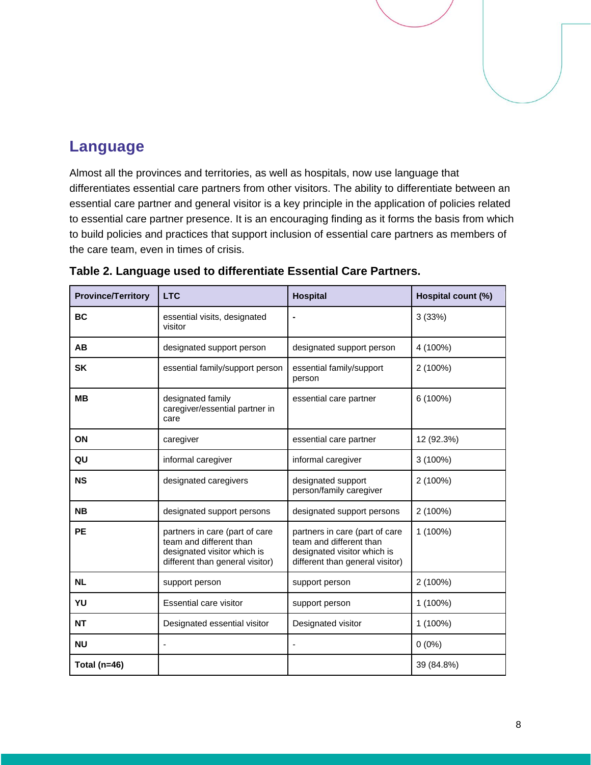## Language

Almost all the provinces and territories, as well as hospitals, now use language that differentiates essential care partners from other visitors. The ability to differentiate between an essential care partner and general visitor is a key principle in the application of policies related to essential care partner presence. It is an encouraging finding as it forms the basis from which to build policies and practices that support inclusion of essential care partners as members of the care team, even in times of crisis.

**Table 2. Language used to differentiate Essential Care Partners.**

| Province/Territory | LTC | Hospital | Hospital count (%) |
| --- | --- | --- | --- |
| **BC** | essential visits, designated visitor | - | 3 (33%) |
| **AB** | designated support person | designated support person | 4 (100%) |
| **SK** | essential family/support person | essential family/support person | 2 (100%) |
| **MB** | designated family caregiver/essential partner in care | essential care partner | 6 (100%) |
| **ON** | caregiver | essential care partner | 12 (92.3%) |
| **QU** | informal caregiver | informal caregiver | 3 (100%) |
| **NS** | designated caregivers | designated support person/family caregiver | 2 (100%) |
| **NB** | designated support persons | designated support persons | 2 (100%) |
| **PE** | partners in care (part of care team and different than designated visitor which is different than general visitor) | partners in care (part of care team and different than designated visitor which is different than general visitor) | 1 (100%) |
| **NL** | support person | support person | 2 (100%) |
| **YU** | Essential care visitor | support person | 1 (100%) |
| **NT** | Designated essential visitor | Designated visitor | 1 (100%) |
| **NU** | - | - | 0 (0%) |
| **Total (n=46)** | | | 39 (84.8%) |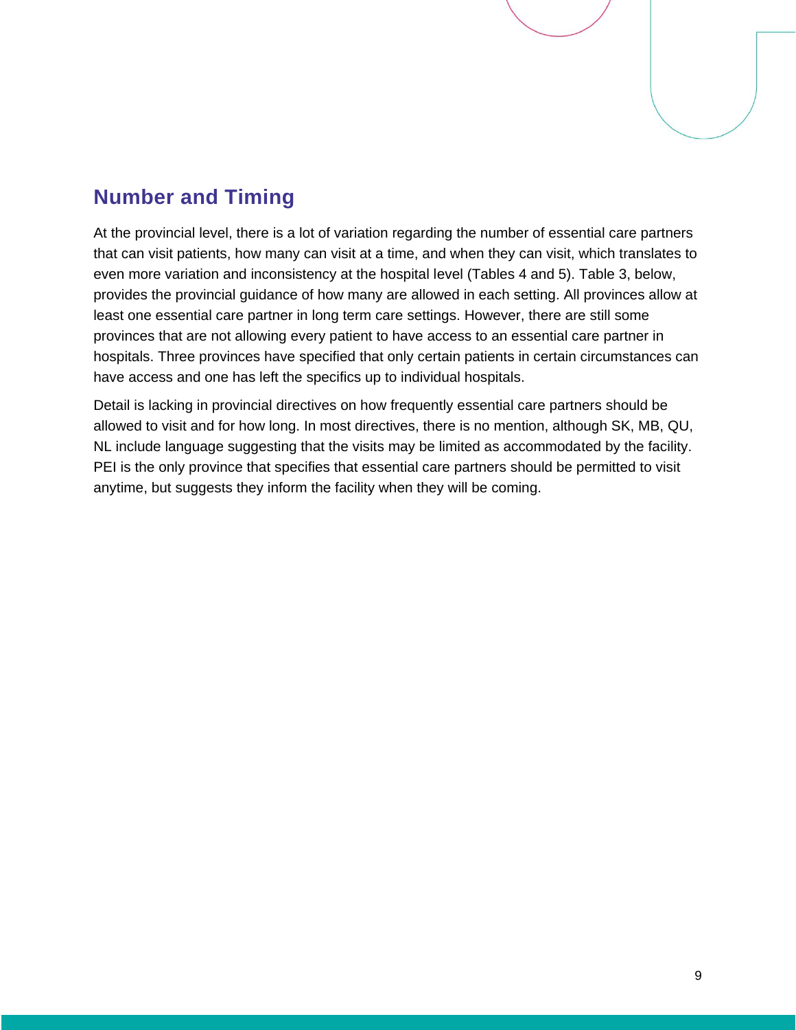## Number and Timing

At the provincial level, there is a lot of variation regarding the number of essential care partners that can visit patients, how many can visit at a time, and when they can visit, which translates to even more variation and inconsistency at the hospital level (Tables 4 and 5). Table 3, below, provides the provincial guidance of how many are allowed in each setting. All provinces allow at least one essential care partner in long term care settings. However, there are still some provinces that are not allowing every patient to have access to an essential care partner in hospitals. Three provinces have specified that only certain patients in certain circumstances can have access and one has left the specifics up to individual hospitals.

Detail is lacking in provincial directives on how frequently essential care partners should be allowed to visit and for how long. In most directives, there is no mention, although SK, MB, QU, NL include language suggesting that the visits may be limited as accommodated by the facility. PEI is the only province that specifies that essential care partners should be permitted to visit anytime, but suggests they inform the facility when they will be coming.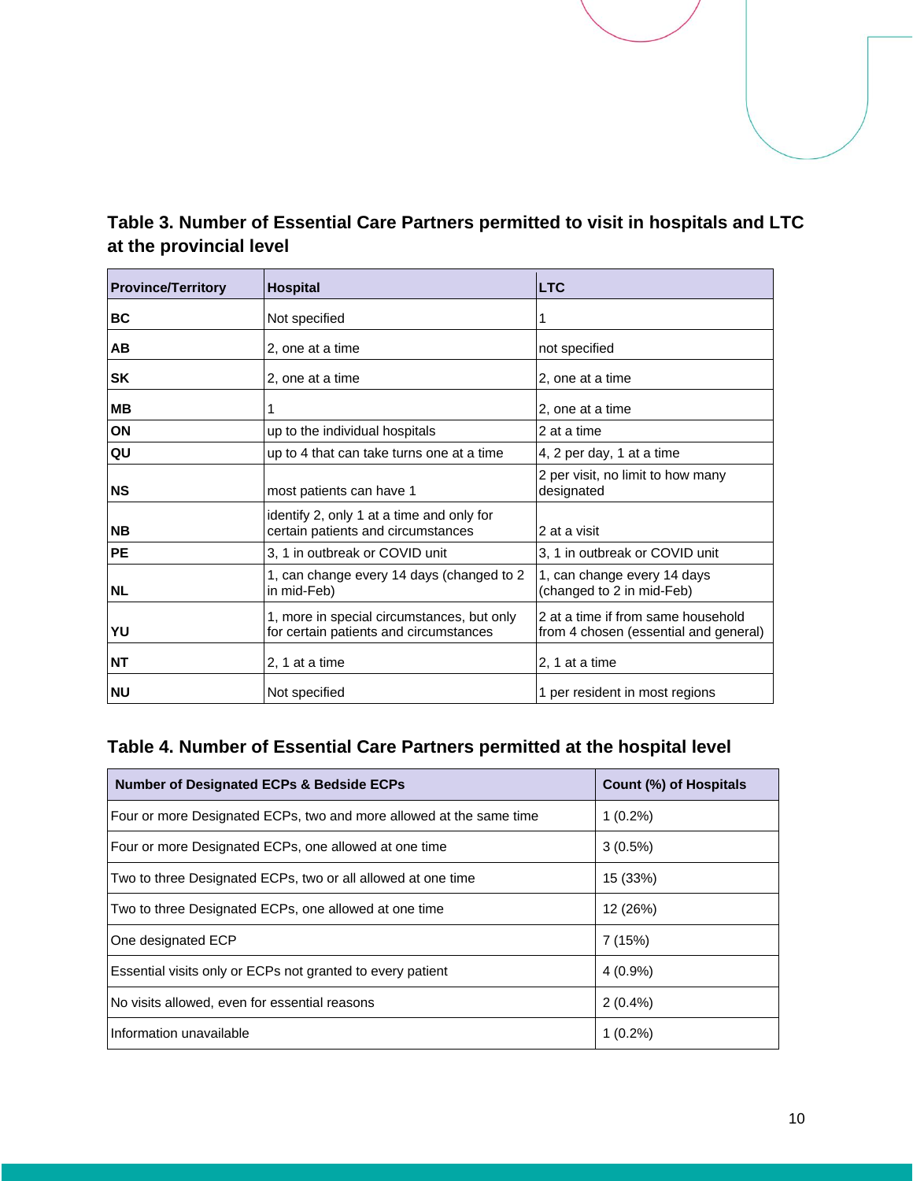### Table 3. Number of Essential Care Partners permitted to visit in hospitals and LTC at the provincial level

| Province/Territory | Hospital | LTC |
|---|---|---|
| **BC** | Not specified | 1 |
| **AB** | 2, one at a time | not specified |
| **SK** | 2, one at a time | 2, one at a time |
| **MB** | 1 | 2, one at a time |
| **ON** | up to the individual hospitals | 2 at a time |
| **QU** | up to 4 that can take turns one at a time | 4, 2 per day, 1 at a time |
| **NS** | most patients can have 1 | 2 per visit, no limit to how many designated |
| **NB** | identify 2, only 1 at a time and only for certain patients and circumstances | 2 at a visit |
| **PE** | 3, 1 in outbreak or COVID unit | 3, 1 in outbreak or COVID unit |
| **NL** | 1, can change every 14 days (changed to 2 in mid-Feb) | 1, can change every 14 days (changed to 2 in mid-Feb) |
| **YU** | 1, more in special circumstances, but only for certain patients and circumstances | 2 at a time if from same household from 4 chosen (essential and general) |
| **NT** | 2, 1 at a time | 2, 1 at a time |
| **NU** | Not specified | 1 per resident in most regions |

### Table 4. Number of Essential Care Partners permitted at the hospital level

| Number of Designated ECPs & Bedside ECPs | Count (%) of Hospitals |
|---|---|
| Four or more Designated ECPs, two and more allowed at the same time | 1 (0.2%) |
| Four or more Designated ECPs, one allowed at one time | 3 (0.5%) |
| Two to three Designated ECPs, two or all allowed at one time | 15 (33%) |
| Two to three Designated ECPs, one allowed at one time | 12 (26%) |
| One designated ECP | 7 (15%) |
| Essential visits only or ECPs not granted to every patient | 4 (0.9%) |
| No visits allowed, even for essential reasons | 2 (0.4%) |
| Information unavailable | 1 (0.2%) |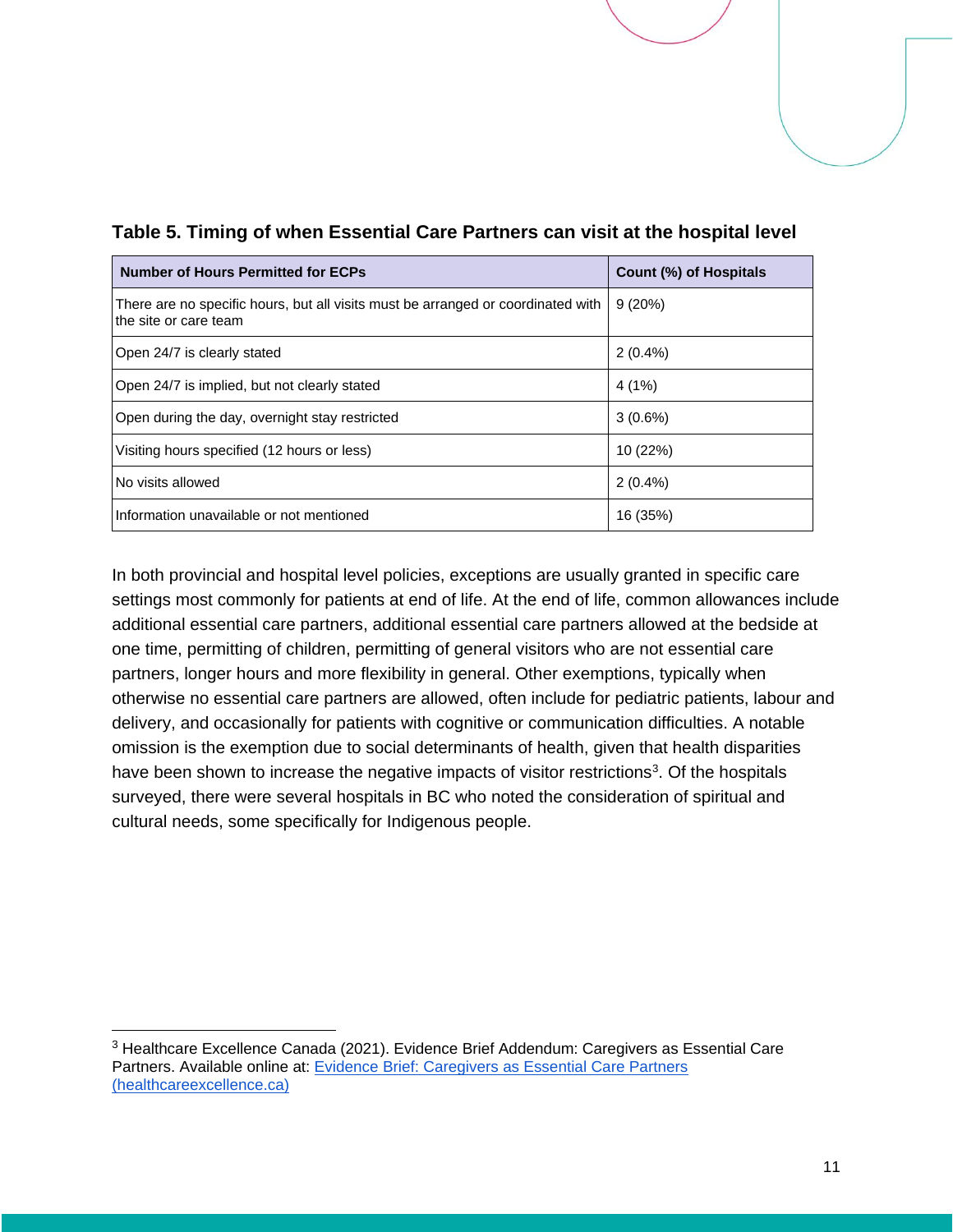**Table 5. Timing of when Essential Care Partners can visit at the hospital level**

| Number of Hours Permitted for ECPs | Count (%) of Hospitals |
| --- | --- |
| There are no specific hours, but all visits must be arranged or coordinated with the site or care team | 9 (20%) |
| Open 24/7 is clearly stated | 2 (0.4%) |
| Open 24/7 is implied, but not clearly stated | 4 (1%) |
| Open during the day, overnight stay restricted | 3 (0.6%) |
| Visiting hours specified (12 hours or less) | 10 (22%) |
| No visits allowed | 2 (0.4%) |
| Information unavailable or not mentioned | 16 (35%) |

In both provincial and hospital level policies, exceptions are usually granted in specific care settings most commonly for patients at end of life. At the end of life, common allowances include additional essential care partners, additional essential care partners allowed at the bedside at one time, permitting of children, permitting of general visitors who are not essential care partners, longer hours and more flexibility in general. Other exemptions, typically when otherwise no essential care partners are allowed, often include for pediatric patients, labour and delivery, and occasionally for patients with cognitive or communication difficulties. A notable omission is the exemption due to social determinants of health, given that health disparities have been shown to increase the negative impacts of visitor restrictions[3]. Of the hospitals surveyed, there were several hospitals in BC who noted the consideration of spiritual and cultural needs, some specifically for Indigenous people.

---

[3] Healthcare Excellence Canada (2021). Evidence Brief Addendum: Caregivers as Essential Care Partners. Available online at: [Evidence Brief: Caregivers as Essential Care Partners (healthcareexcellence.ca)]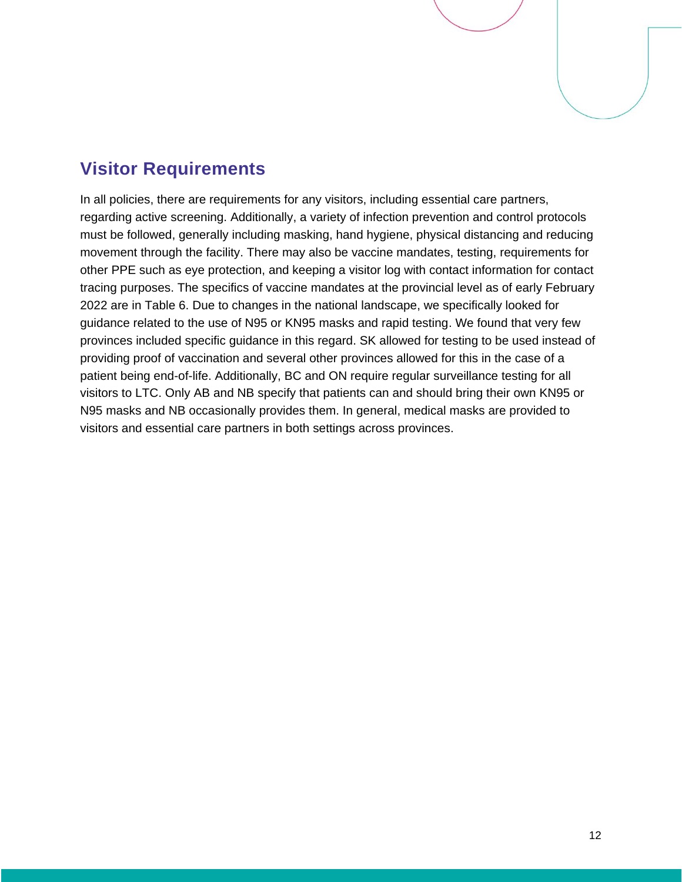## Visitor Requirements

In all policies, there are requirements for any visitors, including essential care partners, regarding active screening. Additionally, a variety of infection prevention and control protocols must be followed, generally including masking, hand hygiene, physical distancing and reducing movement through the facility. There may also be vaccine mandates, testing, requirements for other PPE such as eye protection, and keeping a visitor log with contact information for contact tracing purposes. The specifics of vaccine mandates at the provincial level as of early February 2022 are in Table 6. Due to changes in the national landscape, we specifically looked for guidance related to the use of N95 or KN95 masks and rapid testing. We found that very few provinces included specific guidance in this regard. SK allowed for testing to be used instead of providing proof of vaccination and several other provinces allowed for this in the case of a patient being end-of-life. Additionally, BC and ON require regular surveillance testing for all visitors to LTC. Only AB and NB specify that patients can and should bring their own KN95 or N95 masks and NB occasionally provides them. In general, medical masks are provided to visitors and essential care partners in both settings across provinces.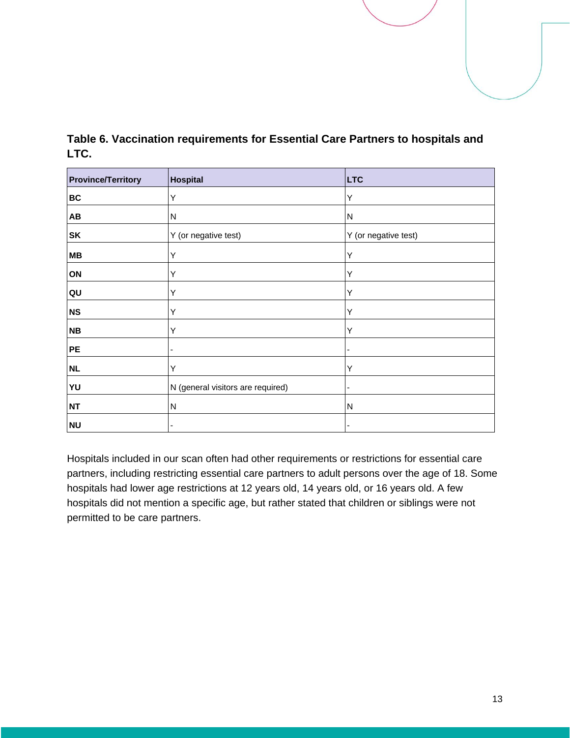**Table 6. Vaccination requirements for Essential Care Partners to hospitals and LTC.**

| Province/Territory | Hospital | LTC |
|---|---|---|
| **BC** | Y | Y |
| **AB** | N | N |
| **SK** | Y (or negative test) | Y (or negative test) |
| **MB** | Y | Y |
| **ON** | Y | Y |
| **QU** | Y | Y |
| **NS** | Y | Y |
| **NB** | Y | Y |
| **PE** | - | - |
| **NL** | Y | Y |
| **YU** | N (general visitors are required) | - |
| **NT** | N | N |
| **NU** | - | - |

Hospitals included in our scan often had other requirements or restrictions for essential care partners, including restricting essential care partners to adult persons over the age of 18. Some hospitals had lower age restrictions at 12 years old, 14 years old, or 16 years old. A few hospitals did not mention a specific age, but rather stated that children or siblings were not permitted to be care partners.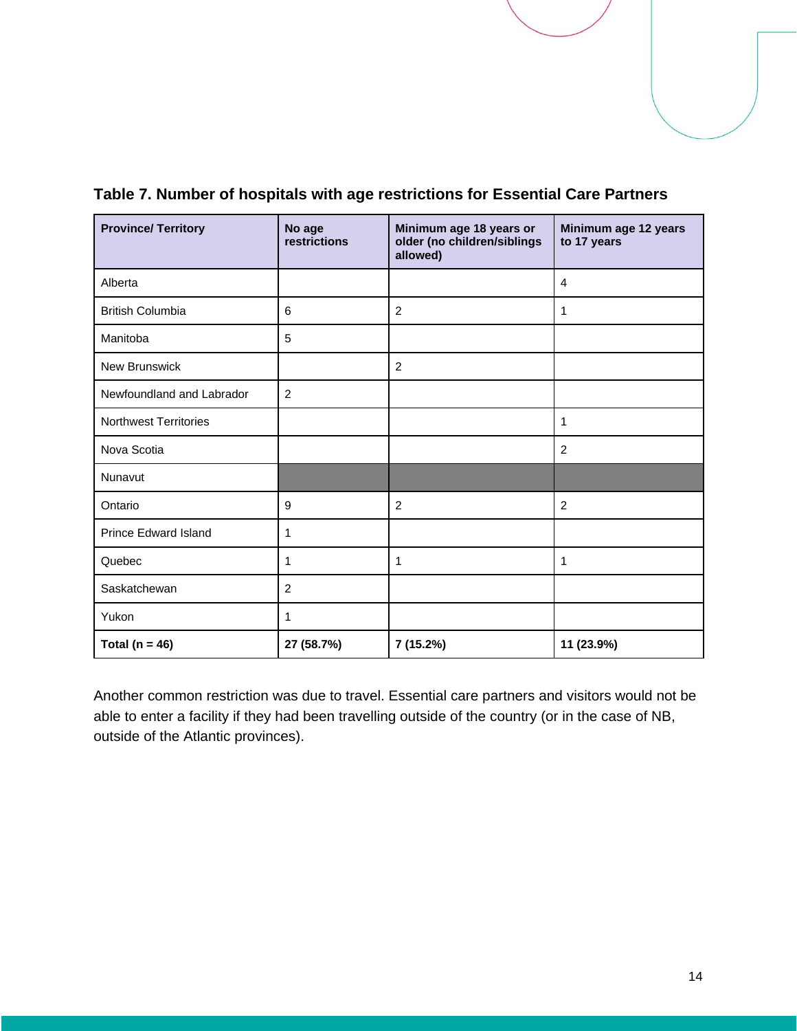**Table 7. Number of hospitals with age restrictions for Essential Care Partners**

| Province/ Territory | No age restrictions | Minimum age 18 years or older (no children/siblings allowed) | Minimum age 12 years to 17 years |
|---|---|---|---|
| Alberta | | | 4 |
| British Columbia | 6 | 2 | 1 |
| Manitoba | 5 | | |
| New Brunswick | | 2 | |
| Newfoundland and Labrador | 2 | | |
| Northwest Territories | | | 1 |
| Nova Scotia | | | 2 |
| Nunavut | | | |
| Ontario | 9 | 2 | 2 |
| Prince Edward Island | 1 | | |
| Quebec | 1 | 1 | 1 |
| Saskatchewan | 2 | | |
| Yukon | 1 | | |
| **Total (n = 46)** | **27 (58.7%)** | **7 (15.2%)** | **11 (23.9%)** |

Another common restriction was due to travel. Essential care partners and visitors would not be able to enter a facility if they had been travelling outside of the country (or in the case of NB, outside of the Atlantic provinces).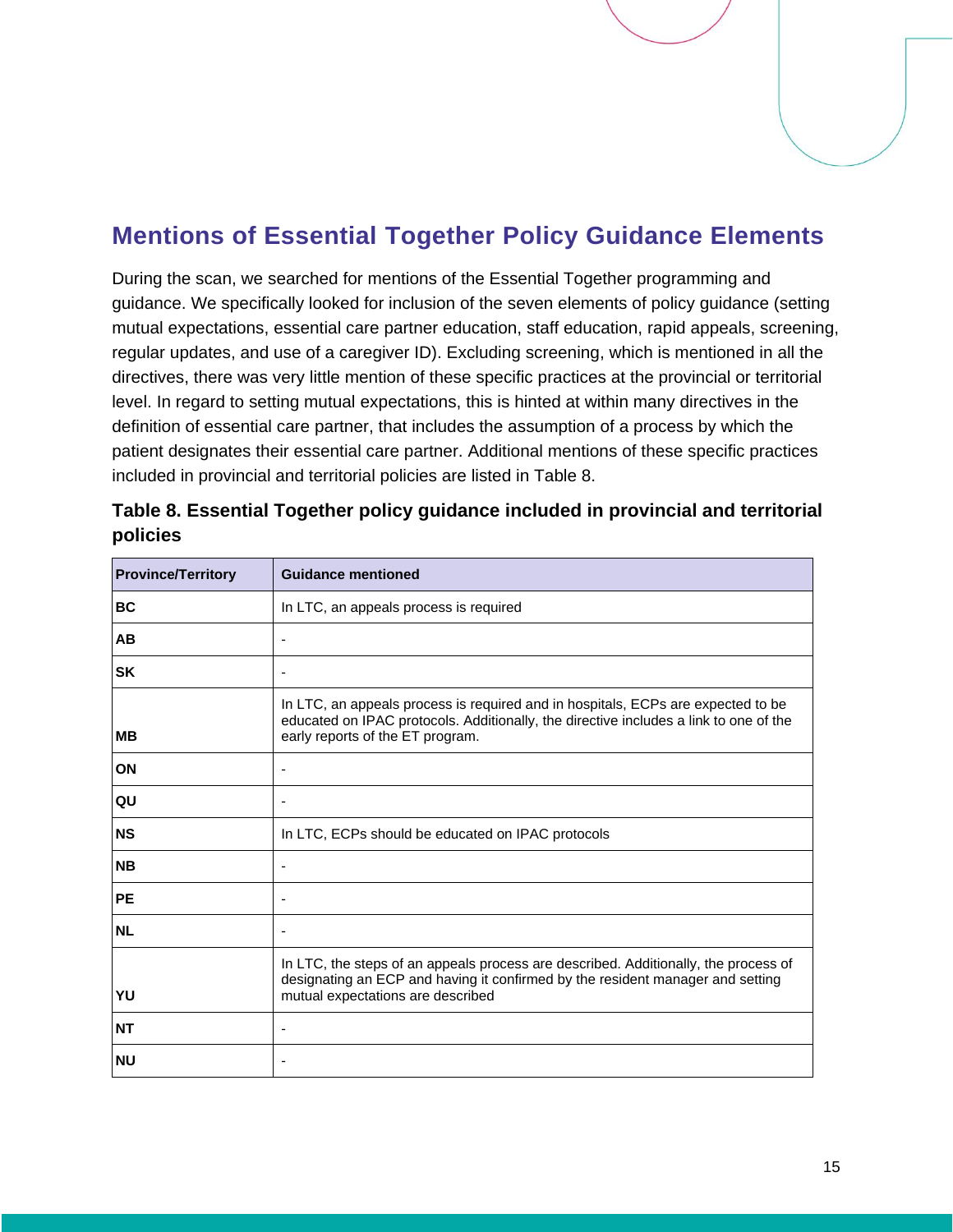## Mentions of Essential Together Policy Guidance Elements

During the scan, we searched for mentions of the Essential Together programming and guidance. We specifically looked for inclusion of the seven elements of policy guidance (setting mutual expectations, essential care partner education, staff education, rapid appeals, screening, regular updates, and use of a caregiver ID). Excluding screening, which is mentioned in all the directives, there was very little mention of these specific practices at the provincial or territorial level. In regard to setting mutual expectations, this is hinted at within many directives in the definition of essential care partner, that includes the assumption of a process by which the patient designates their essential care partner. Additional mentions of these specific practices included in provincial and territorial policies are listed in Table 8.

**Table 8. Essential Together policy guidance included in provincial and territorial policies**

| Province/Territory | Guidance mentioned |
|---|---|
| **BC** | In LTC, an appeals process is required |
| **AB** | - |
| **SK** | - |
| **MB** | In LTC, an appeals process is required and in hospitals, ECPs are expected to be educated on IPAC protocols. Additionally, the directive includes a link to one of the early reports of the ET program. |
| **ON** | - |
| **QU** | - |
| **NS** | In LTC, ECPs should be educated on IPAC protocols |
| **NB** | - |
| **PE** | - |
| **NL** | - |
| **YU** | In LTC, the steps of an appeals process are described. Additionally, the process of designating an ECP and having it confirmed by the resident manager and setting mutual expectations are described |
| **NT** | - |
| **NU** | - |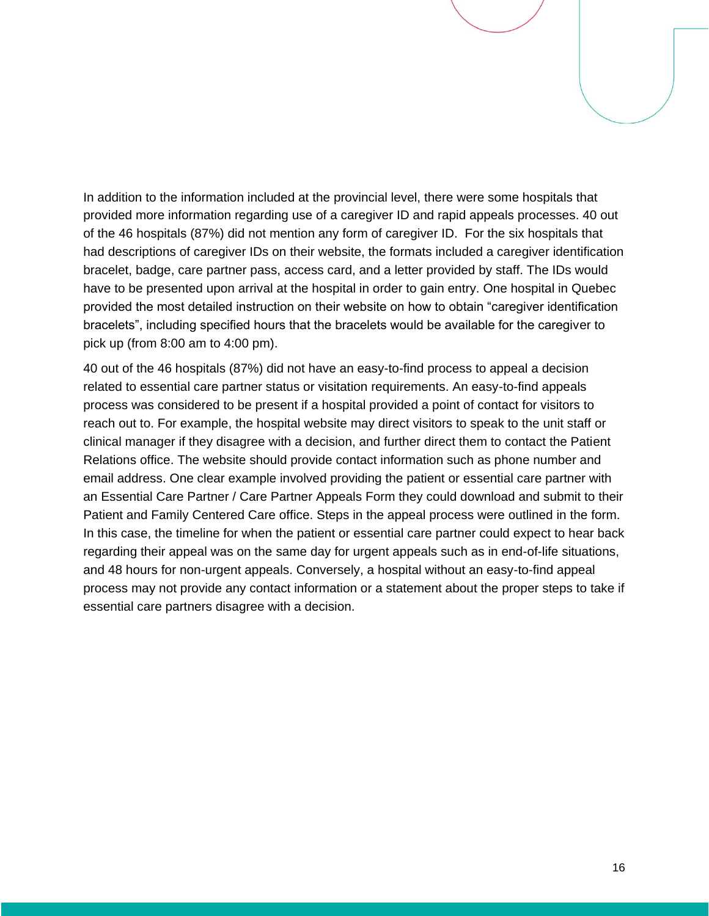In addition to the information included at the provincial level, there were some hospitals that provided more information regarding use of a caregiver ID and rapid appeals processes. 40 out of the 46 hospitals (87%) did not mention any form of caregiver ID. For the six hospitals that had descriptions of caregiver IDs on their website, the formats included a caregiver identification bracelet, badge, care partner pass, access card, and a letter provided by staff. The IDs would have to be presented upon arrival at the hospital in order to gain entry. One hospital in Quebec provided the most detailed instruction on their website on how to obtain "caregiver identification bracelets", including specified hours that the bracelets would be available for the caregiver to pick up (from 8:00 am to 4:00 pm).

40 out of the 46 hospitals (87%) did not have an easy-to-find process to appeal a decision related to essential care partner status or visitation requirements. An easy-to-find appeals process was considered to be present if a hospital provided a point of contact for visitors to reach out to. For example, the hospital website may direct visitors to speak to the unit staff or clinical manager if they disagree with a decision, and further direct them to contact the Patient Relations office. The website should provide contact information such as phone number and email address. One clear example involved providing the patient or essential care partner with an Essential Care Partner / Care Partner Appeals Form they could download and submit to their Patient and Family Centered Care office. Steps in the appeal process were outlined in the form. In this case, the timeline for when the patient or essential care partner could expect to hear back regarding their appeal was on the same day for urgent appeals such as in end-of-life situations, and 48 hours for non-urgent appeals. Conversely, a hospital without an easy-to-find appeal process may not provide any contact information or a statement about the proper steps to take if essential care partners disagree with a decision.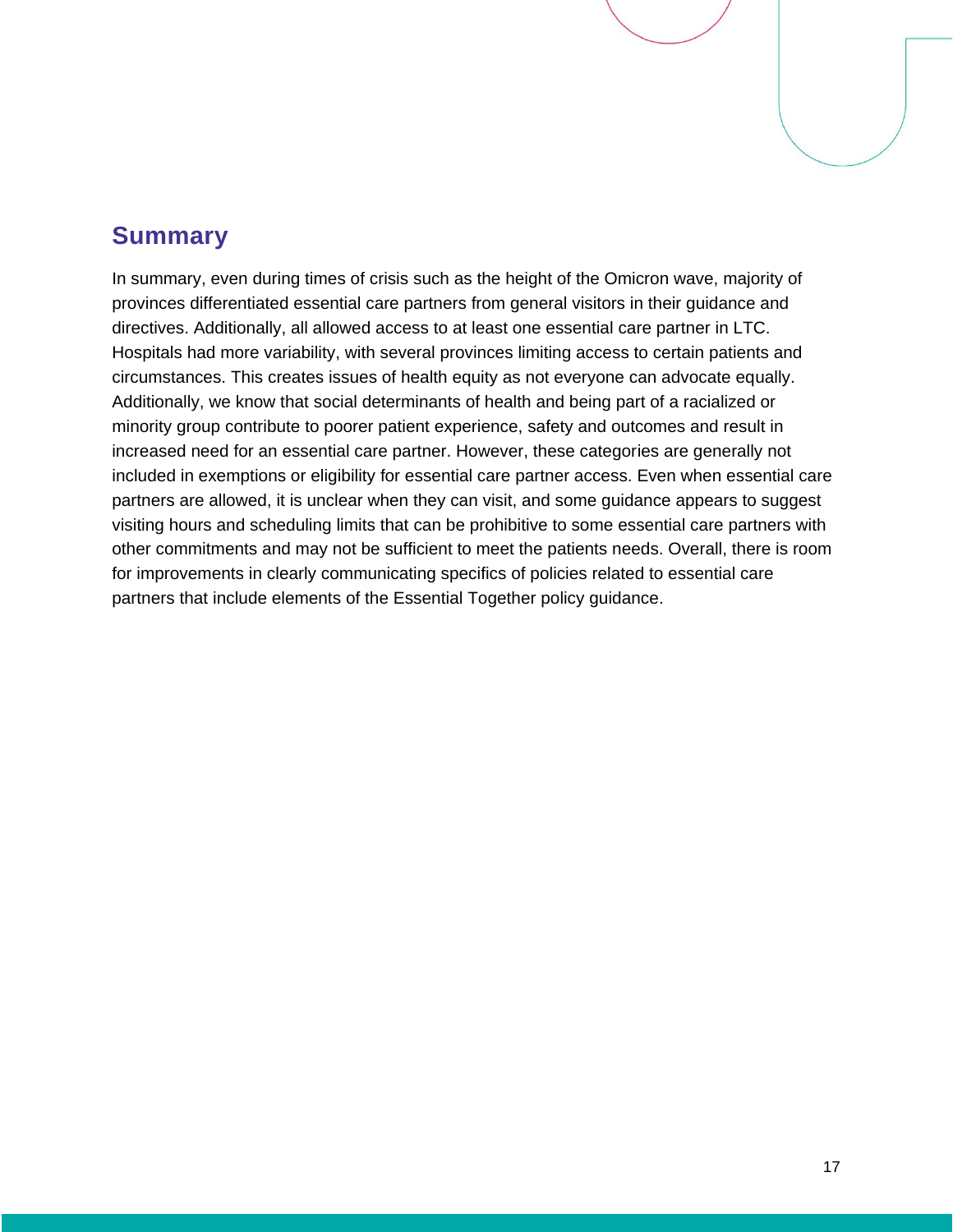## Summary

In summary, even during times of crisis such as the height of the Omicron wave, majority of provinces differentiated essential care partners from general visitors in their guidance and directives. Additionally, all allowed access to at least one essential care partner in LTC. Hospitals had more variability, with several provinces limiting access to certain patients and circumstances. This creates issues of health equity as not everyone can advocate equally. Additionally, we know that social determinants of health and being part of a racialized or minority group contribute to poorer patient experience, safety and outcomes and result in increased need for an essential care partner. However, these categories are generally not included in exemptions or eligibility for essential care partner access. Even when essential care partners are allowed, it is unclear when they can visit, and some guidance appears to suggest visiting hours and scheduling limits that can be prohibitive to some essential care partners with other commitments and may not be sufficient to meet the patients needs. Overall, there is room for improvements in clearly communicating specifics of policies related to essential care partners that include elements of the Essential Together policy guidance.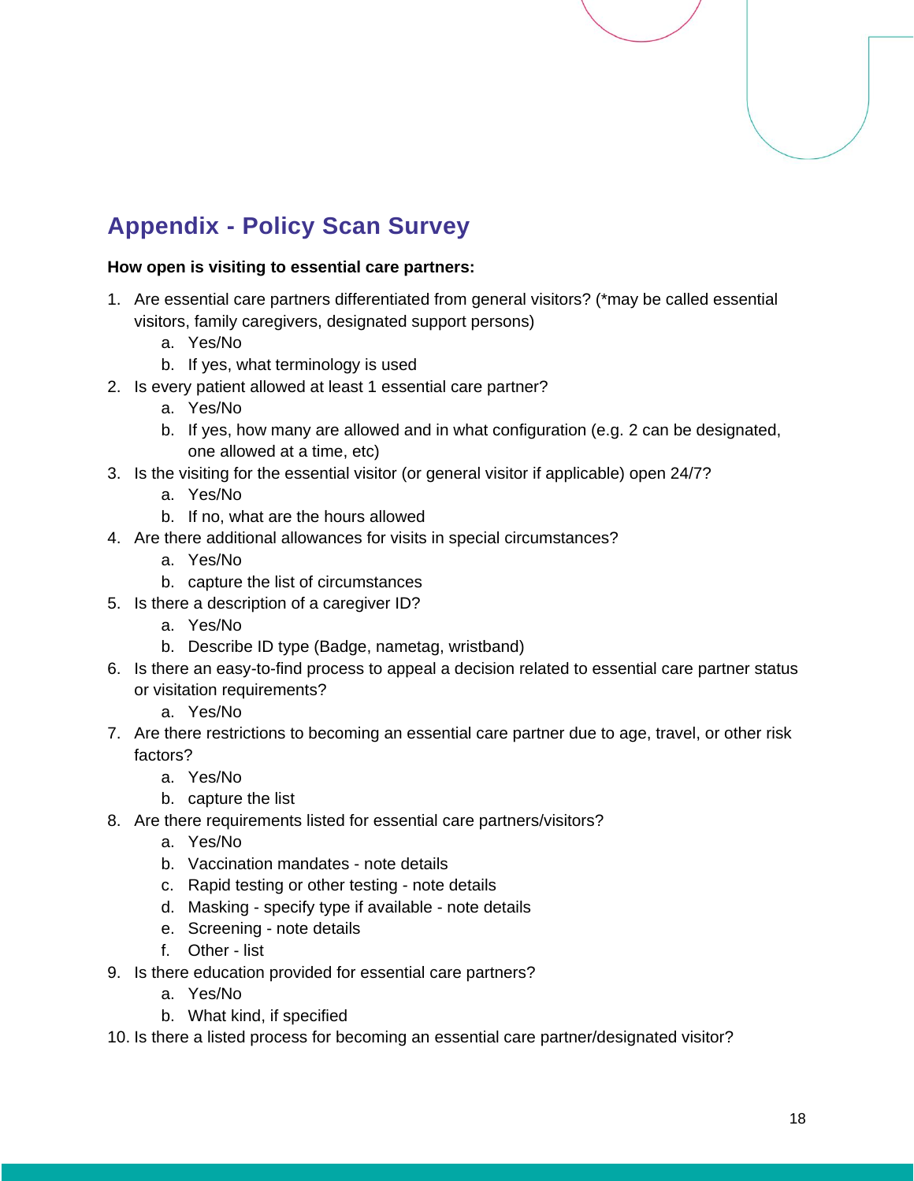## Appendix - Policy Scan Survey

**How open is visiting to essential care partners:**

1. Are essential care partners differentiated from general visitors? (*may be called essential visitors, family caregivers, designated support persons)
    a. Yes/No
    b. If yes, what terminology is used
2. Is every patient allowed at least 1 essential care partner?
    a. Yes/No
    b. If yes, how many are allowed and in what configuration (e.g. 2 can be designated, one allowed at a time, etc)
3. Is the visiting for the essential visitor (or general visitor if applicable) open 24/7?
    a. Yes/No
    b. If no, what are the hours allowed
4. Are there additional allowances for visits in special circumstances?
    a. Yes/No
    b. capture the list of circumstances
5. Is there a description of a caregiver ID?
    a. Yes/No
    b. Describe ID type (Badge, nametag, wristband)
6. Is there an easy-to-find process to appeal a decision related to essential care partner status or visitation requirements?
    a. Yes/No
7. Are there restrictions to becoming an essential care partner due to age, travel, or other risk factors?
    a. Yes/No
    b. capture the list
8. Are there requirements listed for essential care partners/visitors?
    a. Yes/No
    b. Vaccination mandates - note details
    c. Rapid testing or other testing - note details
    d. Masking - specify type if available - note details
    e. Screening - note details
    f. Other - list
9. Is there education provided for essential care partners?
    a. Yes/No
    b. What kind, if specified
10. Is there a listed process for becoming an essential care partner/designated visitor?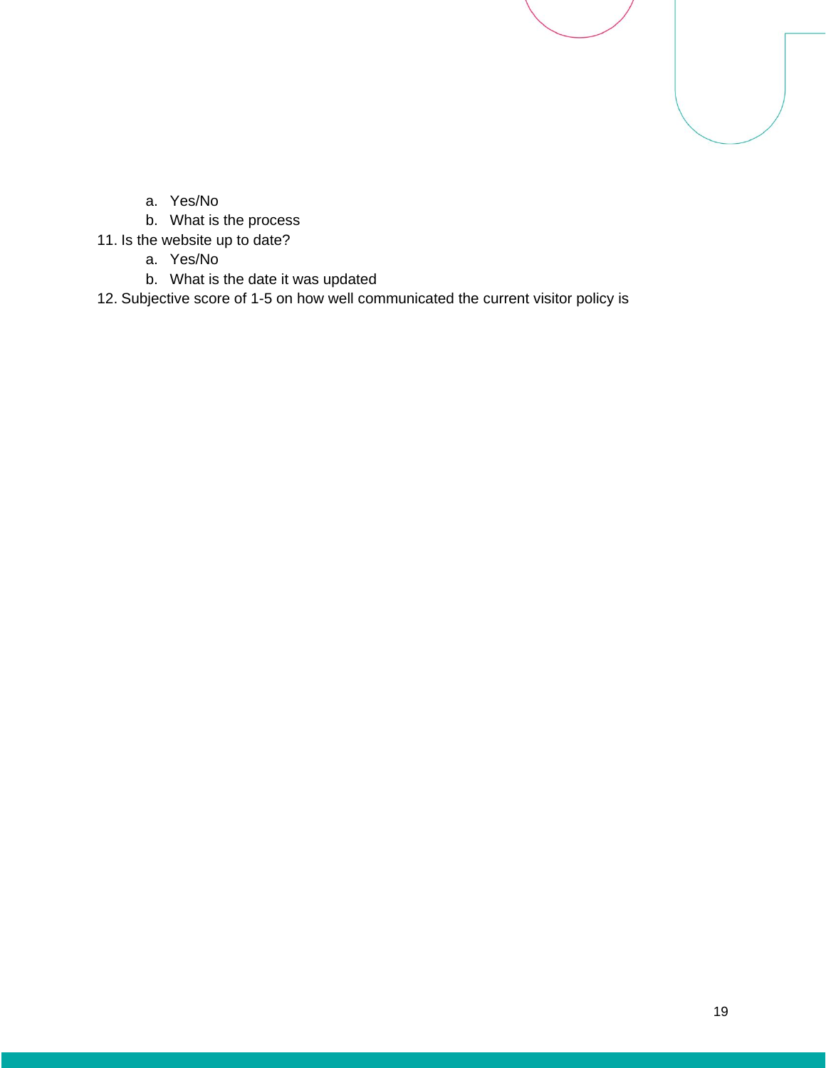a. Yes/No
   b. What is the process

11. Is the website up to date?
    a. Yes/No
    b. What is the date it was updated
12. Subjective score of 1-5 on how well communicated the current visitor policy is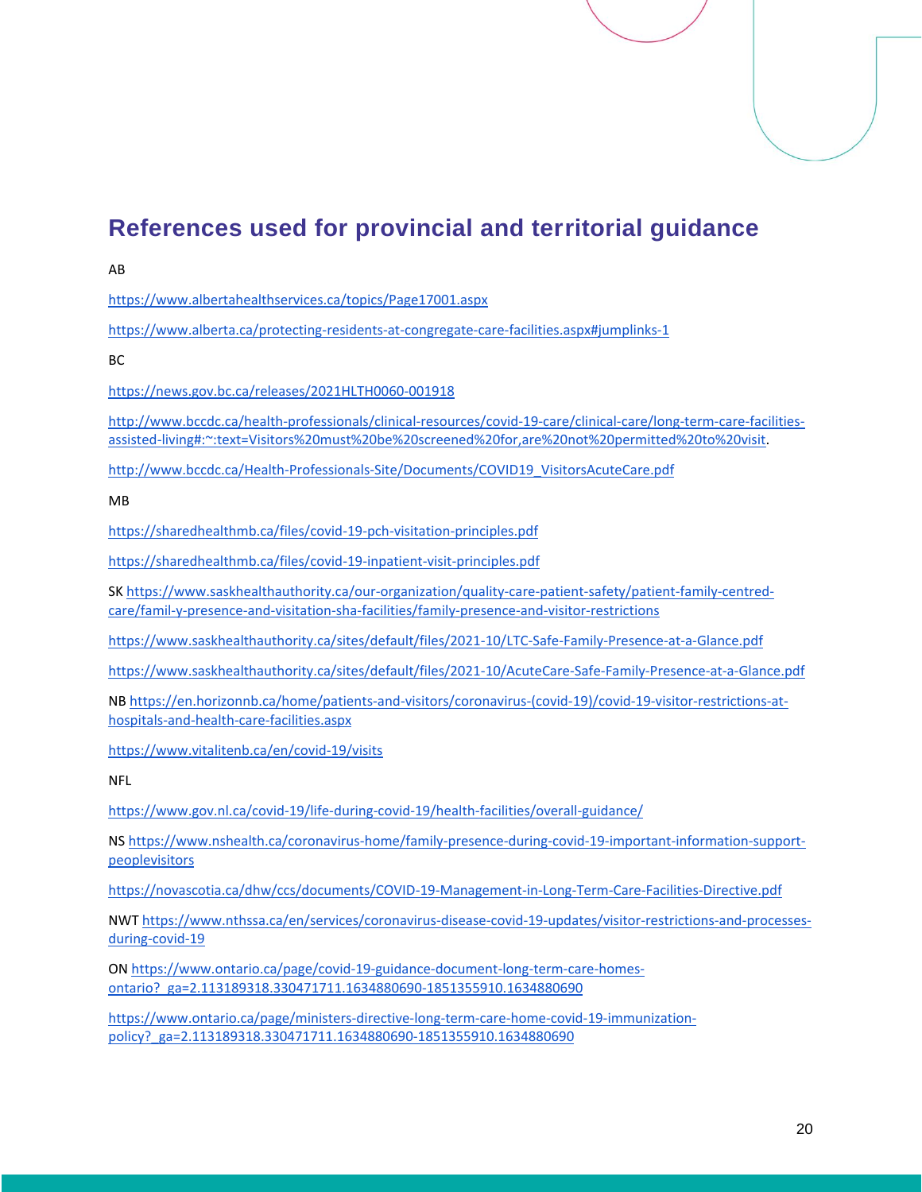## References used for provincial and territorial guidance

AB

https://www.albertahealthservices.ca/topics/Page17001.aspx

https://www.alberta.ca/protecting-residents-at-congregate-care-facilities.aspx#jumplinks-1

BC

https://news.gov.bc.ca/releases/2021HLTH0060-001918

http://www.bccdc.ca/health-professionals/clinical-resources/covid-19-care/clinical-care/long-term-care-facilities-assisted-living#:~:text=Visitors%20must%20be%20screened%20for,are%20not%20permitted%20to%20visit.

http://www.bccdc.ca/Health-Professionals-Site/Documents/COVID19_VisitorsAcuteCare.pdf

MB

https://sharedhealthmb.ca/files/covid-19-pch-visitation-principles.pdf

https://sharedhealthmb.ca/files/covid-19-inpatient-visit-principles.pdf

SK https://www.saskhealthauthority.ca/our-organization/quality-care-patient-safety/patient-family-centred-care/famil-y-presence-and-visitation-sha-facilities/family-presence-and-visitor-restrictions

https://www.saskhealthauthority.ca/sites/default/files/2021-10/LTC-Safe-Family-Presence-at-a-Glance.pdf

https://www.saskhealthauthority.ca/sites/default/files/2021-10/AcuteCare-Safe-Family-Presence-at-a-Glance.pdf

NB https://en.horizonnb.ca/home/patients-and-visitors/coronavirus-(covid-19)/covid-19-visitor-restrictions-at-hospitals-and-health-care-facilities.aspx

https://www.vitalitenb.ca/en/covid-19/visits

NFL

https://www.gov.nl.ca/covid-19/life-during-covid-19/health-facilities/overall-guidance/

NS https://www.nshealth.ca/coronavirus-home/family-presence-during-covid-19-important-information-support-peoplevisitors

https://novascotia.ca/dhw/ccs/documents/COVID-19-Management-in-Long-Term-Care-Facilities-Directive.pdf

NWT https://www.nthssa.ca/en/services/coronavirus-disease-covid-19-updates/visitor-restrictions-and-processes-during-covid-19

ON https://www.ontario.ca/page/covid-19-guidance-document-long-term-care-homes-ontario?_ga=2.113189318.330471711.1634880690-1851355910.1634880690

https://www.ontario.ca/page/ministers-directive-long-term-care-home-covid-19-immunization-policy?_ga=2.113189318.330471711.1634880690-1851355910.1634880690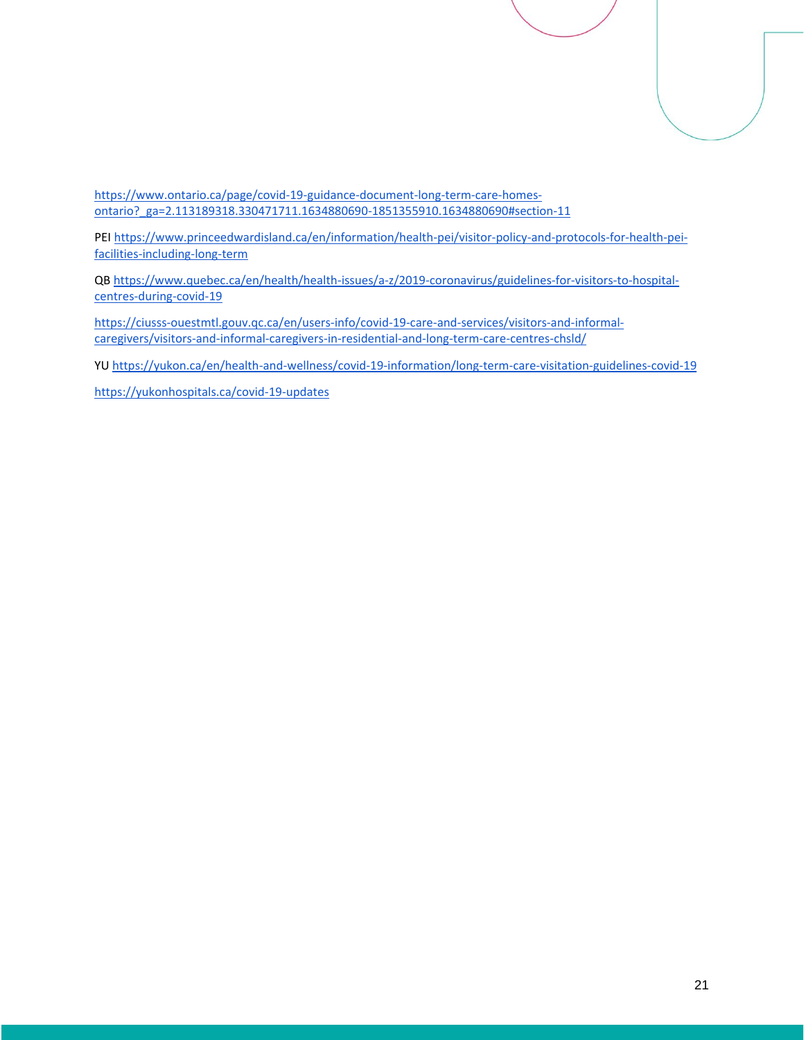https://www.ontario.ca/page/covid-19-guidance-document-long-term-care-homes-ontario?_ga=2.113189318.330471711.1634880690-1851355910.1634880690#section-11

PEI https://www.princeedwardisland.ca/en/information/health-pei/visitor-policy-and-protocols-for-health-pei-facilities-including-long-term

QB https://www.quebec.ca/en/health/health-issues/a-z/2019-coronavirus/guidelines-for-visitors-to-hospital-centres-during-covid-19

https://ciusss-ouestmtl.gouv.qc.ca/en/users-info/covid-19-care-and-services/visitors-and-informal-caregivers/visitors-and-informal-caregivers-in-residential-and-long-term-care-centres-chsld/

YU https://yukon.ca/en/health-and-wellness/covid-19-information/long-term-care-visitation-guidelines-covid-19

https://yukonhospitals.ca/covid-19-updates